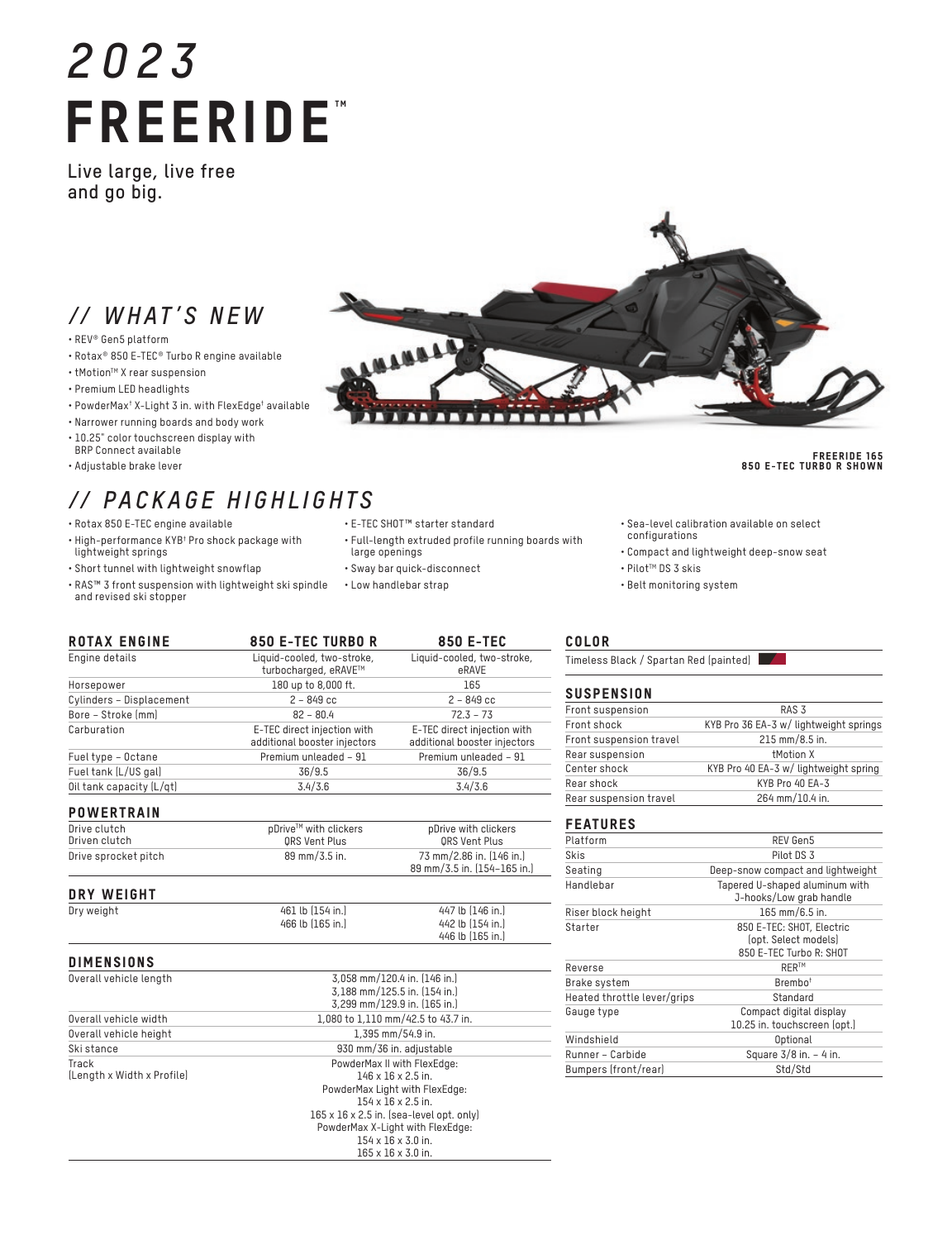# 2023 FREERIDE™

**Live large, live free and go big.**

## // WHAT'S NEW

- REV® Gen5 platform
- Rotax® 850 E-TEC® Turbo R engine available
- tMotion™ X rear suspension
- Premium LED headlights
- PowderMax† X-Light 3 in. with FlexEdge† available
- Narrower running boards and body work
- 10.25" color touchscreen display with BRP Connect available
- Adjustable brake lever

FREERIDE 165
850 E-TEC TURBO R SHOWN

## // PACKAGE HIGHLIGHTS

- Rotax 850 E-TEC engine available
- High-performance KYB† Pro shock package with lightweight springs
- Short tunnel with lightweight snowflap
- RAS™ 3 front suspension with lightweight ski spindle and revised ski stopper
- E-TEC SHOT™ starter standard
- Full-length extruded profile running boards with large openings
- Sway bar quick-disconnect
- Low handlebar strap
- Sea-level calibration available on select configurations
- Compact and lightweight deep-snow seat
- Pilot™ DS 3 skis
- Belt monitoring system

| ROTAX ENGINE | 850 E-TEC TURBO R | 850 E-TEC |
|---|---|---|
| Engine details | Liquid-cooled, two-stroke, turbocharged, eRAVE™ | Liquid-cooled, two-stroke, eRAVE |
| Horsepower | 180 up to 8,000 ft. | 165 |
| Cylinders – Displacement | 2 – 849 cc | 2 – 849 cc |
| Bore – Stroke (mm) | 82 – 80.4 | 72.3 – 73 |
| Carburation | E-TEC direct injection with additional booster injectors | E-TEC direct injection with additional booster injectors |
| Fuel type – Octane | Premium unleaded – 91 | Premium unleaded – 91 |
| Fuel tank (L/US gal) | 36/9.5 | 36/9.5 |
| Oil tank capacity (L/qt) | 3.4/3.6 | 3.4/3.6 |

| POWERTRAIN | | |
|---|---|---|
| Drive clutch | pDrive™ with clickers | pDrive with clickers |
| Driven clutch | QRS Vent Plus | QRS Vent Plus |
| Drive sprocket pitch | 89 mm/3.5 in. | 73 mm/2.86 in. (146 in.)<br>89 mm/3.5 in. (154–165 in.) |

| DRY WEIGHT | | |
|---|---|---|
| Dry weight | 461 lb (154 in.)<br>466 lb (165 in.) | 447 lb (146 in.)<br>442 lb (154 in.)<br>446 lb (165 in.) |

| DIMENSIONS | |
|---|---|
| Overall vehicle length | 3,058 mm/120.4 in. (146 in.)<br>3,188 mm/125.5 in. (154 in.)<br>3,299 mm/129.9 in. (165 in.) |
| Overall vehicle width | 1,080 to 1,110 mm/42.5 to 43.7 in. |
| Overall vehicle height | 1,395 mm/54.9 in. |
| Ski stance | 930 mm/36 in. adjustable |
| Track (Length x Width x Profile) | PowderMax II with FlexEdge:<br>146 x 16 x 2.5 in.<br>PowderMax Light with FlexEdge:<br>154 x 16 x 2.5 in.<br>165 x 16 x 2.5 in. (sea-level opt. only)<br>PowderMax X-Light with FlexEdge:<br>154 x 16 x 3.0 in.<br>165 x 16 x 3.0 in. |

| COLOR | |
|---|---|
| Timeless Black / Spartan Red (painted) | |

| SUSPENSION | |
|---|---|
| Front suspension | RAS 3 |
| Front shock | KYB Pro 36 EA-3 w/ lightweight springs |
| Front suspension travel | 215 mm/8.5 in. |
| Rear suspension | tMotion X |
| Center shock | KYB Pro 40 EA-3 w/ lightweight spring |
| Rear shock | KYB Pro 40 EA-3 |
| Rear suspension travel | 264 mm/10.4 in. |

| FEATURES | |
|---|---|
| Platform | REV Gen5 |
| Skis | Pilot DS 3 |
| Seating | Deep-snow compact and lightweight |
| Handlebar | Tapered U-shaped aluminum with J-hooks/Low grab handle |
| Riser block height | 165 mm/6.5 in. |
| Starter | 850 E-TEC: SHOT, Electric (opt. Select models)<br>850 E-TEC Turbo R: SHOT |
| Reverse | RER™ |
| Brake system | Brembo† |
| Heated throttle lever/grips | Standard |
| Gauge type | Compact digital display<br>10.25 in. touchscreen (opt.) |
| Windshield | Optional |
| Runner – Carbide | Square 3/8 in. – 4 in. |
| Bumpers (front/rear) | Std/Std |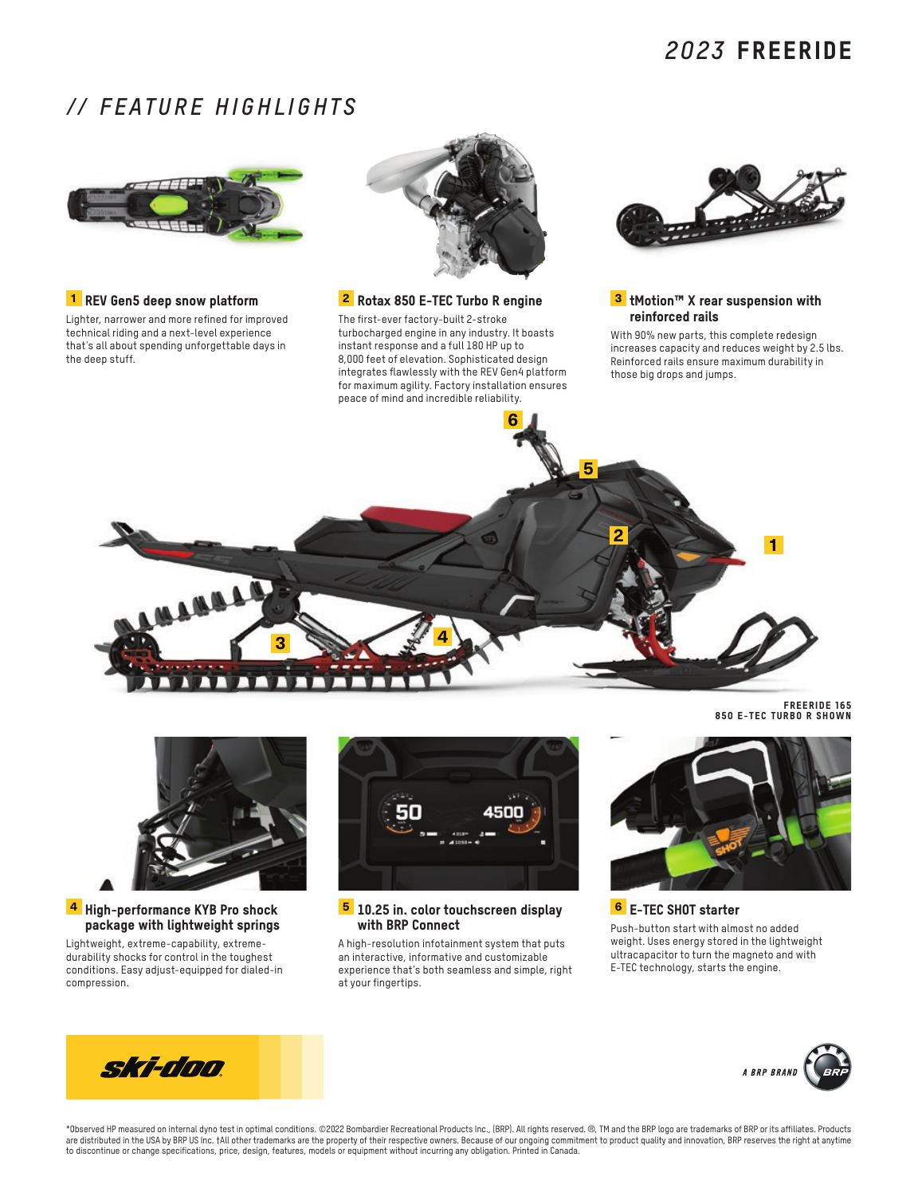# 2023 FREERIDE

## // FEATURE HIGHLIGHTS

### 1 REV Gen5 deep snow platform

Lighter, narrower and more refined for improved technical riding and a next-level experience that's all about spending unforgettable days in the deep stuff.

### 2 Rotax 850 E-TEC Turbo R engine

The first-ever factory-built 2-stroke turbocharged engine in any industry. It boasts instant response and a full 180 HP up to 8,000 feet of elevation. Sophisticated design integrates flawlessly with the REV Gen4 platform for maximum agility. Factory installation ensures peace of mind and incredible reliability.

### 3 tMotion™ X rear suspension with reinforced rails

With 90% new parts, this complete redesign increases capacity and reduces weight by 2.5 lbs. Reinforced rails ensure maximum durability in those big drops and jumps.

6

5

2

1

3

4

FREERIDE 165
850 E-TEC TURBO R SHOWN

### 4 High-performance KYB Pro shock package with lightweight springs

Lightweight, extreme-capability, extreme-durability shocks for control in the toughest conditions. Easy adjust-equipped for dialed-in compression.

### 5 10.25 in. color touchscreen display with BRP Connect

A high-resolution infotainment system that puts an interactive, informative and customizable experience that's both seamless and simple, right at your fingertips.

### 6 E-TEC SHOT starter

Push-button start with almost no added weight. Uses energy stored in the lightweight ultracapacitor to turn the magneto and with E-TEC technology, starts the engine.

ski-doo

A BRP BRAND

*Observed HP measured on internal dyno test in optimal conditions. ©2022 Bombardier Recreational Products Inc., (BRP). All rights reserved. ®, TM and the BRP logo are trademarks of BRP or its affiliates. Products are distributed in the USA by BRP US Inc. †All other trademarks are the property of their respective owners. Because of our ongoing commitment to product quality and innovation, BRP reserves the right at anytime to discontinue or change specifications, price, design, features, models or equipment without incurring any obligation. Printed in Canada.